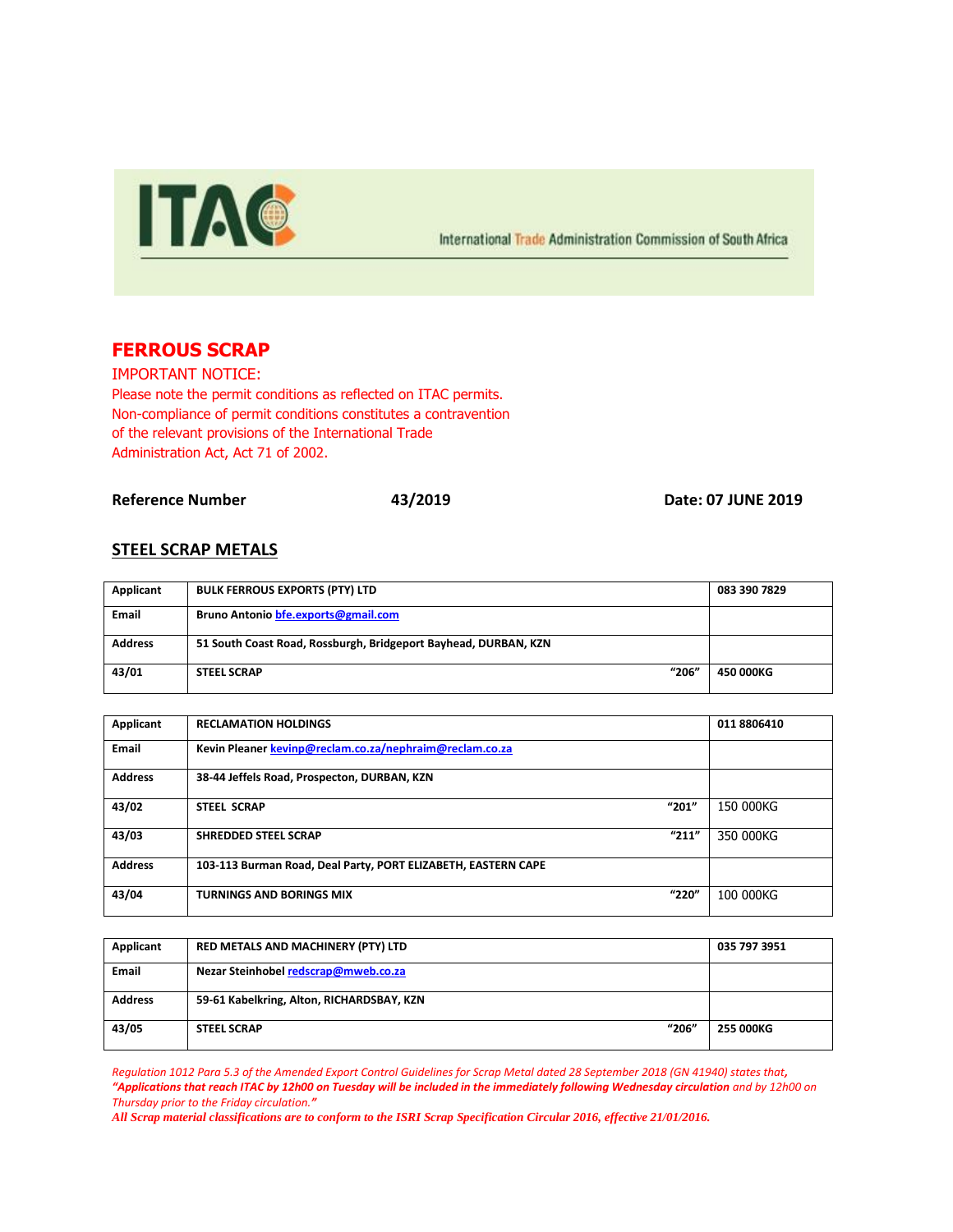ITAC

International Trade Administration Commission of South Africa

# FERROUS SCRAP

IMPORTANT NOTICE:
Please note the permit conditions as reflected on ITAC permits.
Non-compliance of permit conditions constitutes a contravention of the relevant provisions of the International Trade Administration Act, Act 71 of 2002.

**Reference Number** **43/2019** **Date: 07 JUNE 2019**

## STEEL SCRAP METALS

| | | | |
|---|---|---|---|
| **Applicant** | **BULK FERROUS EXPORTS (PTY) LTD** | | **083 390 7829** |
| **Email** | **Bruno Antonio** bfe.exports@gmail.com | | |
| **Address** | **51 South Coast Road, Rossburgh, Bridgeport Bayhead, DURBAN, KZN** | | |
| **43/01** | **STEEL SCRAP** | **"206"** | **450 000KG** |

| | | | |
|---|---|---|---|
| **Applicant** | **RECLAMATION HOLDINGS** | | **011 8806410** |
| **Email** | **Kevin Pleaner** kevinp@reclam.co.za/nephraim@reclam.co.za | | |
| **Address** | **38-44 Jeffels Road, Prospecton, DURBAN, KZN** | | |
| **43/02** | **STEEL SCRAP** | **"201"** | 150 000KG |
| **43/03** | **SHREDDED STEEL SCRAP** | **"211"** | 350 000KG |
| **Address** | **103-113 Burman Road, Deal Party, PORT ELIZABETH, EASTERN CAPE** | | |
| **43/04** | **TURNINGS AND BORINGS MIX** | **"220"** | 100 000KG |

| | | | |
|---|---|---|---|
| **Applicant** | **RED METALS AND MACHINERY (PTY) LTD** | | **035 797 3951** |
| **Email** | **Nezar Steinhobel** redscrap@mweb.co.za | | |
| **Address** | **59-61 Kabelkring, Alton, RICHARDSBAY, KZN** | | |
| **43/05** | **STEEL SCRAP** | **"206"** | **255 000KG** |

*Regulation 1012 Para 5.3 of the Amended Export Control Guidelines for Scrap Metal dated 28 September 2018 (GN 41940) states that,* ***"Applications that reach ITAC by 12h00 on Tuesday will be included in the immediately following Wednesday circulation*** *and by 12h00 on Thursday prior to the Friday circulation."*

***All Scrap material classifications are to conform to the ISRI Scrap Specification Circular 2016, effective 21/01/2016.***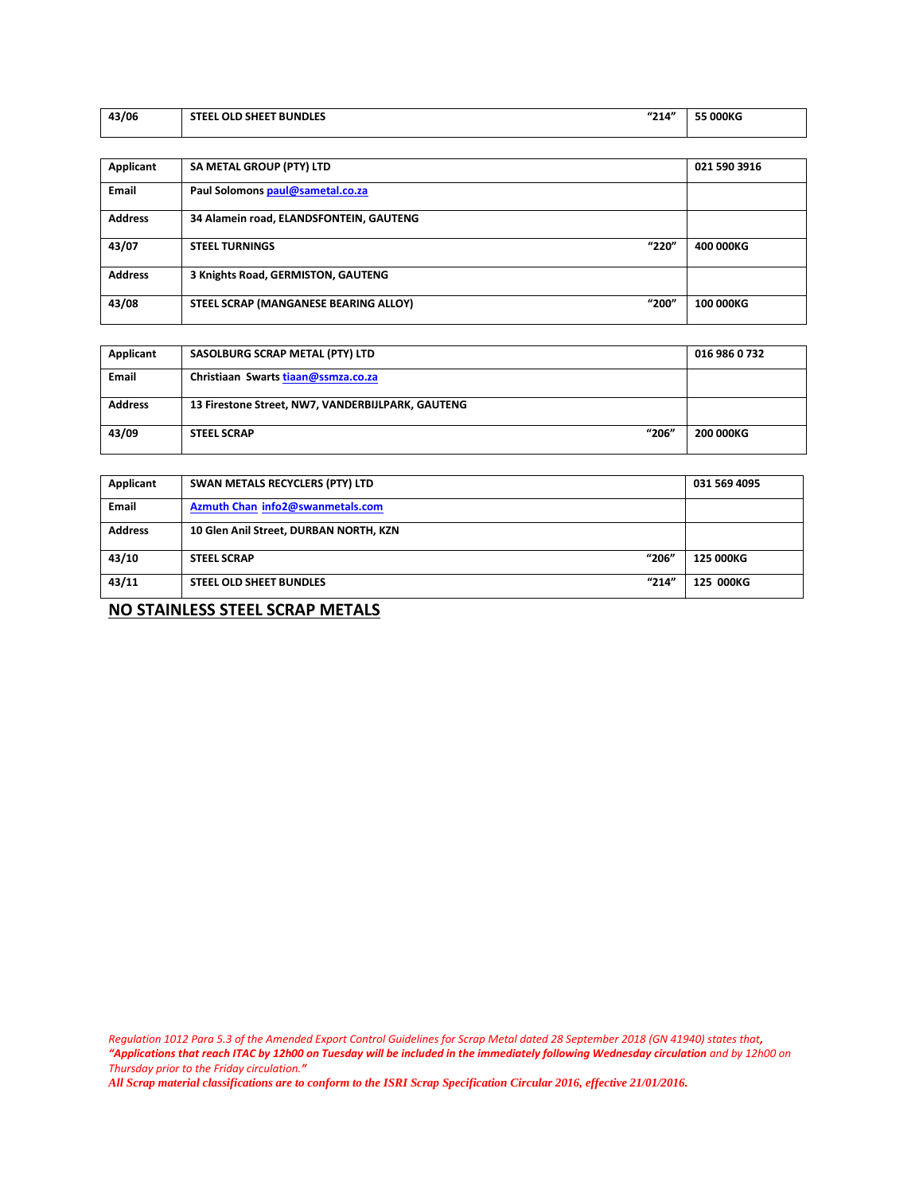| | | | |
|---|---|---|---|
| 43/06 | STEEL OLD SHEET BUNDLES | "214" | 55 000KG |

| | | | |
|---|---|---|---|
| Applicant | SA METAL GROUP (PTY) LTD | | 021 590 3916 |
| Email | Paul Solomons paul@sametal.co.za | | |
| Address | 34 Alamein road, ELANDSFONTEIN, GAUTENG | | |
| 43/07 | STEEL TURNINGS | "220" | 400 000KG |
| Address | 3 Knights Road, GERMISTON, GAUTENG | | |
| 43/08 | STEEL SCRAP (MANGANESE BEARING ALLOY) | "200" | 100 000KG |

| | | | |
|---|---|---|---|
| Applicant | SASOLBURG SCRAP METAL (PTY) LTD | | 016 986 0 732 |
| Email | Christiaan Swarts tiaan@ssmza.co.za | | |
| Address | 13 Firestone Street, NW7, VANDERBIJLPARK, GAUTENG | | |
| 43/09 | STEEL SCRAP | "206" | 200 000KG |

| | | | |
|---|---|---|---|
| Applicant | SWAN METALS RECYCLERS (PTY) LTD | | 031 569 4095 |
| Email | Azmuth Chan info2@swanmetals.com | | |
| Address | 10 Glen Anil Street, DURBAN NORTH, KZN | | |
| 43/10 | STEEL SCRAP | "206" | 125 000KG |
| 43/11 | STEEL OLD SHEET BUNDLES | "214" | 125 000KG |

**NO STAINLESS STEEL SCRAP METALS**

*Regulation 1012 Para 5.3 of the Amended Export Control Guidelines for Scrap Metal dated 28 September 2018 (GN 41940) states that, **"Applications that reach ITAC by 12h00 on Tuesday will be included in the immediately following Wednesday circulation** and by 12h00 on Thursday prior to the Friday circulation."*

***All Scrap material classifications are to conform to the ISRI Scrap Specification Circular 2016, effective 21/01/2016.***